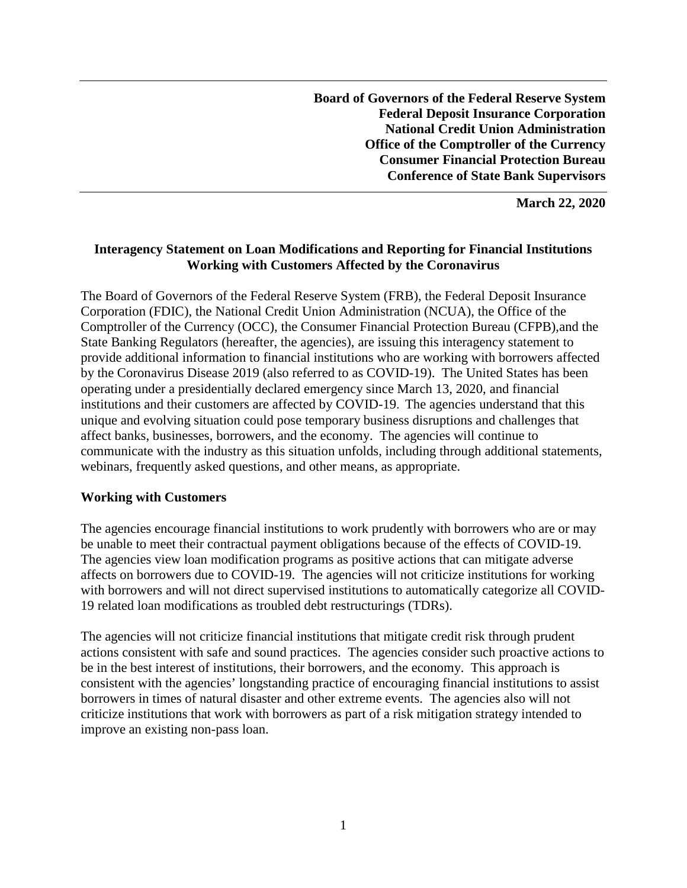**Board of Governors of the Federal Reserve System**
**Federal Deposit Insurance Corporation**
**National Credit Union Administration**
**Office of the Comptroller of the Currency**
**Consumer Financial Protection Bureau**
**Conference of State Bank Supervisors**

**March 22, 2020**

## Interagency Statement on Loan Modifications and Reporting for Financial Institutions Working with Customers Affected by the Coronavirus

The Board of Governors of the Federal Reserve System (FRB), the Federal Deposit Insurance Corporation (FDIC), the National Credit Union Administration (NCUA), the Office of the Comptroller of the Currency (OCC), the Consumer Financial Protection Bureau (CFPB),and the State Banking Regulators (hereafter, the agencies), are issuing this interagency statement to provide additional information to financial institutions who are working with borrowers affected by the Coronavirus Disease 2019 (also referred to as COVID-19). The United States has been operating under a presidentially declared emergency since March 13, 2020, and financial institutions and their customers are affected by COVID-19. The agencies understand that this unique and evolving situation could pose temporary business disruptions and challenges that affect banks, businesses, borrowers, and the economy. The agencies will continue to communicate with the industry as this situation unfolds, including through additional statements, webinars, frequently asked questions, and other means, as appropriate.

### Working with Customers

The agencies encourage financial institutions to work prudently with borrowers who are or may be unable to meet their contractual payment obligations because of the effects of COVID-19. The agencies view loan modification programs as positive actions that can mitigate adverse affects on borrowers due to COVID-19. The agencies will not criticize institutions for working with borrowers and will not direct supervised institutions to automatically categorize all COVID-19 related loan modifications as troubled debt restructurings (TDRs).

The agencies will not criticize financial institutions that mitigate credit risk through prudent actions consistent with safe and sound practices. The agencies consider such proactive actions to be in the best interest of institutions, their borrowers, and the economy. This approach is consistent with the agencies' longstanding practice of encouraging financial institutions to assist borrowers in times of natural disaster and other extreme events. The agencies also will not criticize institutions that work with borrowers as part of a risk mitigation strategy intended to improve an existing non-pass loan.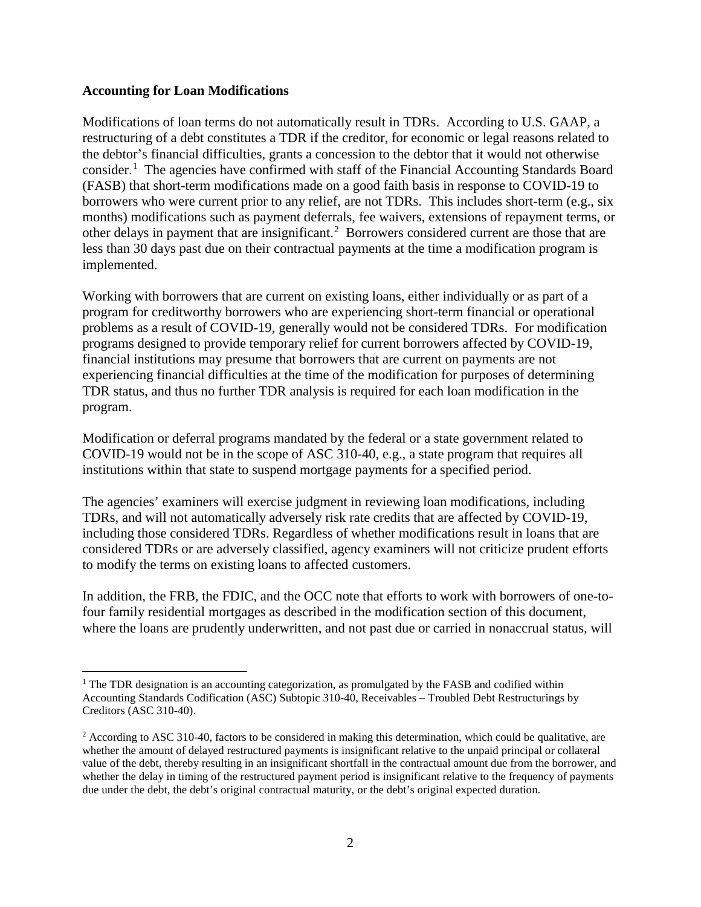**Accounting for Loan Modifications**

Modifications of loan terms do not automatically result in TDRs. According to U.S. GAAP, a restructuring of a debt constitutes a TDR if the creditor, for economic or legal reasons related to the debtor's financial difficulties, grants a concession to the debtor that it would not otherwise consider.[1] The agencies have confirmed with staff of the Financial Accounting Standards Board (FASB) that short-term modifications made on a good faith basis in response to COVID-19 to borrowers who were current prior to any relief, are not TDRs. This includes short-term (e.g., six months) modifications such as payment deferrals, fee waivers, extensions of repayment terms, or other delays in payment that are insignificant.[2] Borrowers considered current are those that are less than 30 days past due on their contractual payments at the time a modification program is implemented.

Working with borrowers that are current on existing loans, either individually or as part of a program for creditworthy borrowers who are experiencing short-term financial or operational problems as a result of COVID-19, generally would not be considered TDRs. For modification programs designed to provide temporary relief for current borrowers affected by COVID-19, financial institutions may presume that borrowers that are current on payments are not experiencing financial difficulties at the time of the modification for purposes of determining TDR status, and thus no further TDR analysis is required for each loan modification in the program.

Modification or deferral programs mandated by the federal or a state government related to COVID-19 would not be in the scope of ASC 310-40, e.g., a state program that requires all institutions within that state to suspend mortgage payments for a specified period.

The agencies' examiners will exercise judgment in reviewing loan modifications, including TDRs, and will not automatically adversely risk rate credits that are affected by COVID-19, including those considered TDRs. Regardless of whether modifications result in loans that are considered TDRs or are adversely classified, agency examiners will not criticize prudent efforts to modify the terms on existing loans to affected customers.

In addition, the FRB, the FDIC, and the OCC note that efforts to work with borrowers of one-to-four family residential mortgages as described in the modification section of this document, where the loans are prudently underwritten, and not past due or carried in nonaccrual status, will

---

[1] The TDR designation is an accounting categorization, as promulgated by the FASB and codified within Accounting Standards Codification (ASC) Subtopic 310-40, Receivables – Troubled Debt Restructurings by Creditors (ASC 310-40).

[2] According to ASC 310-40, factors to be considered in making this determination, which could be qualitative, are whether the amount of delayed restructured payments is insignificant relative to the unpaid principal or collateral value of the debt, thereby resulting in an insignificant shortfall in the contractual amount due from the borrower, and whether the delay in timing of the restructured payment period is insignificant relative to the frequency of payments due under the debt, the debt's original contractual maturity, or the debt's original expected duration.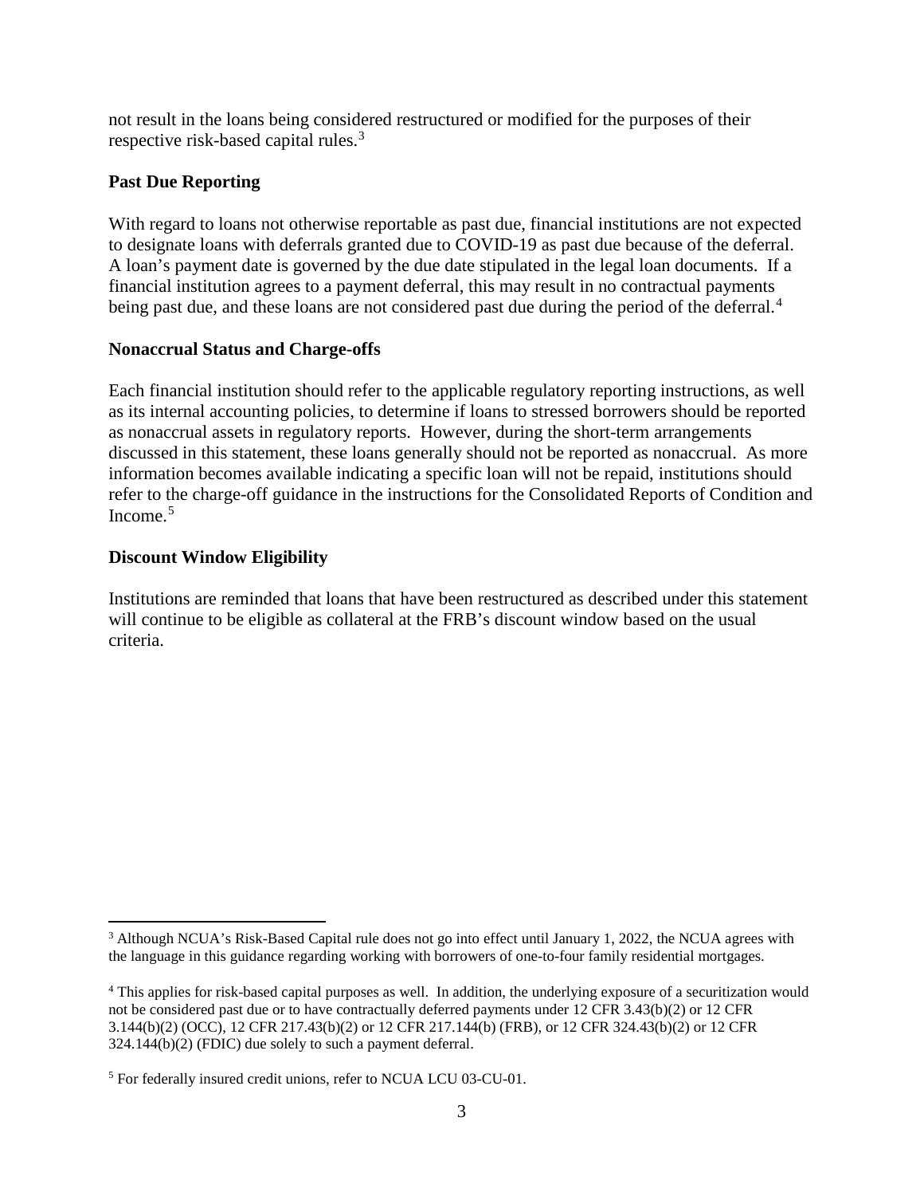not result in the loans being considered restructured or modified for the purposes of their respective risk-based capital rules.[3]

**Past Due Reporting**

With regard to loans not otherwise reportable as past due, financial institutions are not expected to designate loans with deferrals granted due to COVID-19 as past due because of the deferral. A loan's payment date is governed by the due date stipulated in the legal loan documents. If a financial institution agrees to a payment deferral, this may result in no contractual payments being past due, and these loans are not considered past due during the period of the deferral.[4]

**Nonaccrual Status and Charge-offs**

Each financial institution should refer to the applicable regulatory reporting instructions, as well as its internal accounting policies, to determine if loans to stressed borrowers should be reported as nonaccrual assets in regulatory reports. However, during the short-term arrangements discussed in this statement, these loans generally should not be reported as nonaccrual. As more information becomes available indicating a specific loan will not be repaid, institutions should refer to the charge-off guidance in the instructions for the Consolidated Reports of Condition and Income.[5]

**Discount Window Eligibility**

Institutions are reminded that loans that have been restructured as described under this statement will continue to be eligible as collateral at the FRB's discount window based on the usual criteria.

---

[3] Although NCUA's Risk-Based Capital rule does not go into effect until January 1, 2022, the NCUA agrees with the language in this guidance regarding working with borrowers of one-to-four family residential mortgages.

[4] This applies for risk-based capital purposes as well. In addition, the underlying exposure of a securitization would not be considered past due or to have contractually deferred payments under 12 CFR 3.43(b)(2) or 12 CFR 3.144(b)(2) (OCC), 12 CFR 217.43(b)(2) or 12 CFR 217.144(b) (FRB), or 12 CFR 324.43(b)(2) or 12 CFR 324.144(b)(2) (FDIC) due solely to such a payment deferral.

[5] For federally insured credit unions, refer to NCUA LCU 03-CU-01.